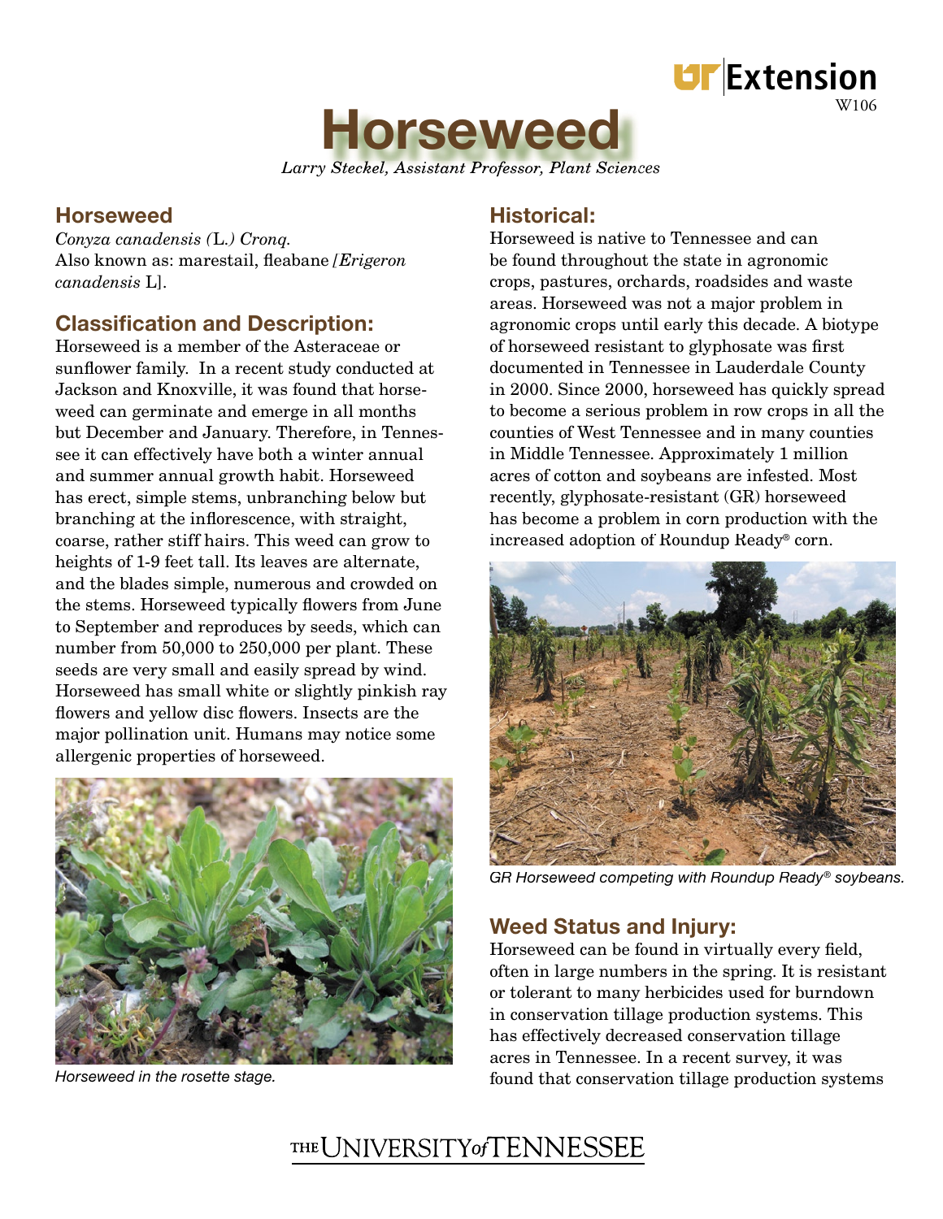# Horseweed

*Larry Steckel, Assistant Professor, Plant Sciences*

W106

## Horseweed

*Conyza canadensis (*L.*) Cronq.*
Also known as: marestail, fleabane *[Erigeron canadensis* L].

## Classification and Description:

Horseweed is a member of the Asteraceae or sunflower family. In a recent study conducted at Jackson and Knoxville, it was found that horseweed can germinate and emerge in all months but December and January. Therefore, in Tennessee it can effectively have both a winter annual and summer annual growth habit. Horseweed has erect, simple stems, unbranching below but branching at the inflorescence, with straight, coarse, rather stiff hairs. This weed can grow to heights of 1-9 feet tall. Its leaves are alternate, and the blades simple, numerous and crowded on the stems. Horseweed typically flowers from June to September and reproduces by seeds, which can number from 50,000 to 250,000 per plant. These seeds are very small and easily spread by wind. Horseweed has small white or slightly pinkish ray flowers and yellow disc flowers. Insects are the major pollination unit. Humans may notice some allergenic properties of horseweed.

*Horseweed in the rosette stage.*

## Historical:

Horseweed is native to Tennessee and can be found throughout the state in agronomic crops, pastures, orchards, roadsides and waste areas. Horseweed was not a major problem in agronomic crops until early this decade. A biotype of horseweed resistant to glyphosate was first documented in Tennessee in Lauderdale County in 2000. Since 2000, horseweed has quickly spread to become a serious problem in row crops in all the counties of West Tennessee and in many counties in Middle Tennessee. Approximately 1 million acres of cotton and soybeans are infested. Most recently, glyphosate-resistant (GR) horseweed has become a problem in corn production with the increased adoption of Roundup Ready® corn.

*GR Horseweed competing with Roundup Ready® soybeans.*

## Weed Status and Injury:

Horseweed can be found in virtually every field, often in large numbers in the spring. It is resistant or tolerant to many herbicides used for burndown in conservation tillage production systems. This has effectively decreased conservation tillage acres in Tennessee. In a recent survey, it was found that conservation tillage production systems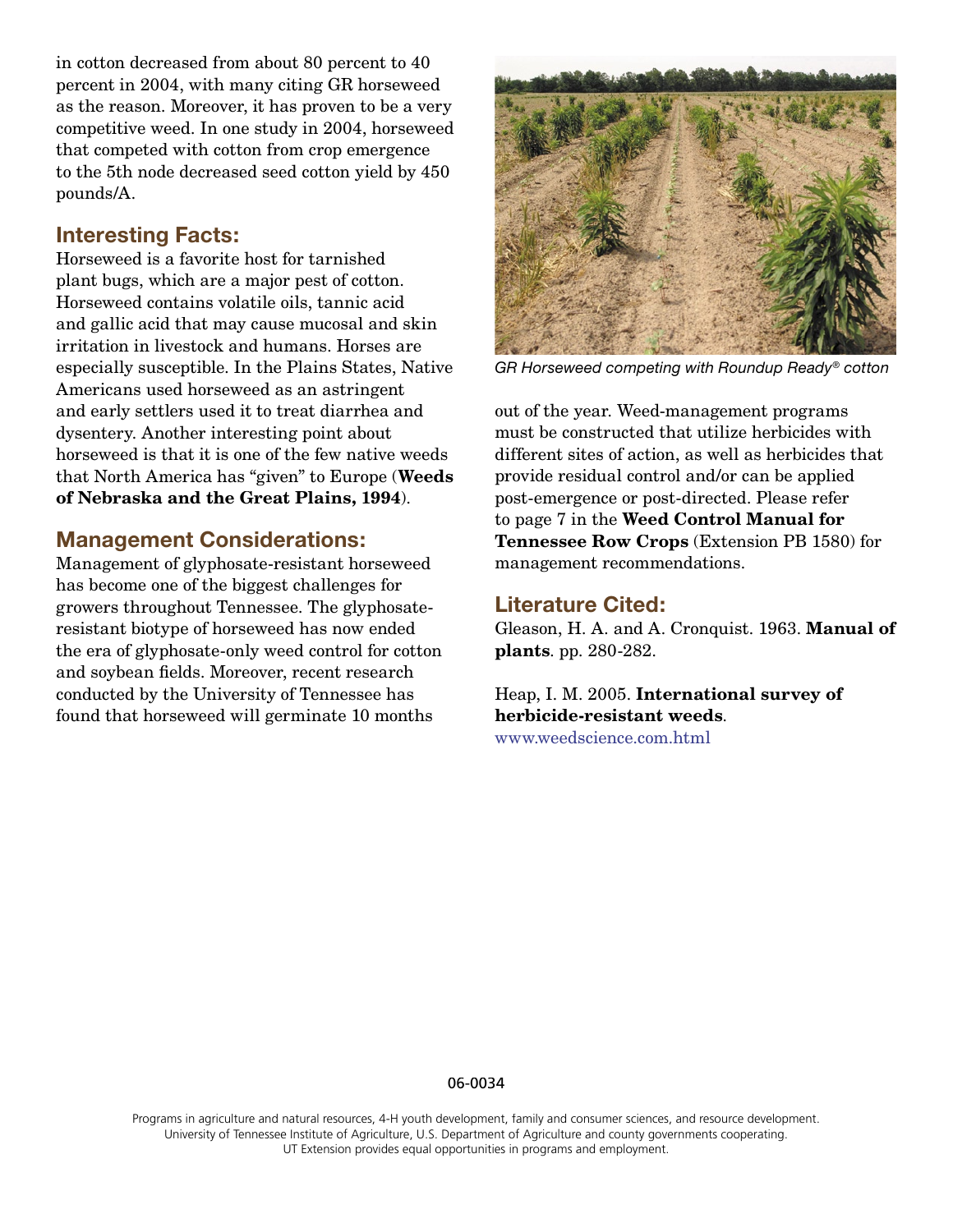in cotton decreased from about 80 percent to 40 percent in 2004, with many citing GR horseweed as the reason. Moreover, it has proven to be a very competitive weed. In one study in 2004, horseweed that competed with cotton from crop emergence to the 5th node decreased seed cotton yield by 450 pounds/A.

## Interesting Facts:

Horseweed is a favorite host for tarnished plant bugs, which are a major pest of cotton. Horseweed contains volatile oils, tannic acid and gallic acid that may cause mucosal and skin irritation in livestock and humans. Horses are especially susceptible. In the Plains States, Native Americans used horseweed as an astringent and early settlers used it to treat diarrhea and dysentery. Another interesting point about horseweed is that it is one of the few native weeds that North America has "given" to Europe (**Weeds of Nebraska and the Great Plains, 1994**).

## Management Considerations:

Management of glyphosate-resistant horseweed has become one of the biggest challenges for growers throughout Tennessee. The glyphosate-resistant biotype of horseweed has now ended the era of glyphosate-only weed control for cotton and soybean fields. Moreover, recent research conducted by the University of Tennessee has found that horseweed will germinate 10 months out of the year. Weed-management programs must be constructed that utilize herbicides with different sites of action, as well as herbicides that provide residual control and/or can be applied post-emergence or post-directed. Please refer to page 7 in the **Weed Control Manual for Tennessee Row Crops** (Extension PB 1580) for management recommendations.

*GR Horseweed competing with Roundup Ready® cotton*

## Literature Cited:

Gleason, H. A. and A. Cronquist. 1963. **Manual of plants**. pp. 280-282.

Heap, I. M. 2005. **International survey of herbicide-resistant weeds**. www.weedscience.com.html

06-0034

Programs in agriculture and natural resources, 4-H youth development, family and consumer sciences, and resource development. University of Tennessee Institute of Agriculture, U.S. Department of Agriculture and county governments cooperating. UT Extension provides equal opportunities in programs and employment.